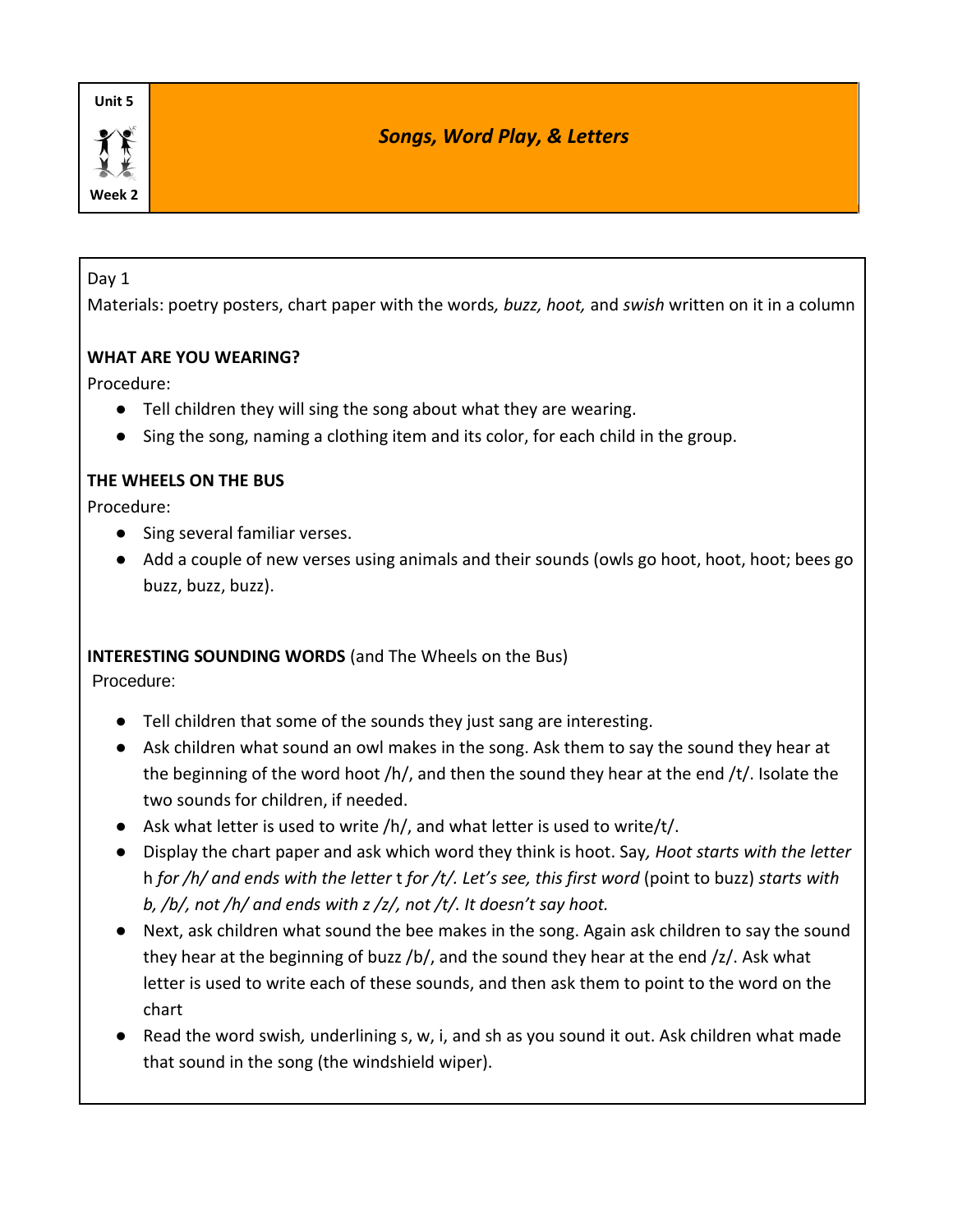Unit 5

Week 2

# *Songs, Word Play, & Letters*

Day 1

Materials: poetry posters, chart paper with the words*, buzz, hoot,* and *swish* written on it in a column

**WHAT ARE YOU WEARING?**

Procedure:

- Tell children they will sing the song about what they are wearing.
- Sing the song, naming a clothing item and its color, for each child in the group.

**THE WHEELS ON THE BUS**

Procedure:

- Sing several familiar verses.
- Add a couple of new verses using animals and their sounds (owls go hoot, hoot, hoot; bees go buzz, buzz, buzz).

**INTERESTING SOUNDING WORDS** (and The Wheels on the Bus)

Procedure:

- Tell children that some of the sounds they just sang are interesting.
- Ask children what sound an owl makes in the song. Ask them to say the sound they hear at the beginning of the word hoot /h/, and then the sound they hear at the end /t/. Isolate the two sounds for children, if needed.
- Ask what letter is used to write /h/, and what letter is used to write/t/.
- Display the chart paper and ask which word they think is hoot. Say*, Hoot starts with the letter* h *for /h/ and ends with the letter* t *for /t/. Let's see, this first word* (point to buzz) *starts with b, /b/, not /h/ and ends with z /z/, not /t/. It doesn't say hoot.*
- Next, ask children what sound the bee makes in the song. Again ask children to say the sound they hear at the beginning of buzz /b/, and the sound they hear at the end /z/. Ask what letter is used to write each of these sounds, and then ask them to point to the word on the chart
- Read the word swish*,* underlining s, w, i, and sh as you sound it out. Ask children what made that sound in the song (the windshield wiper).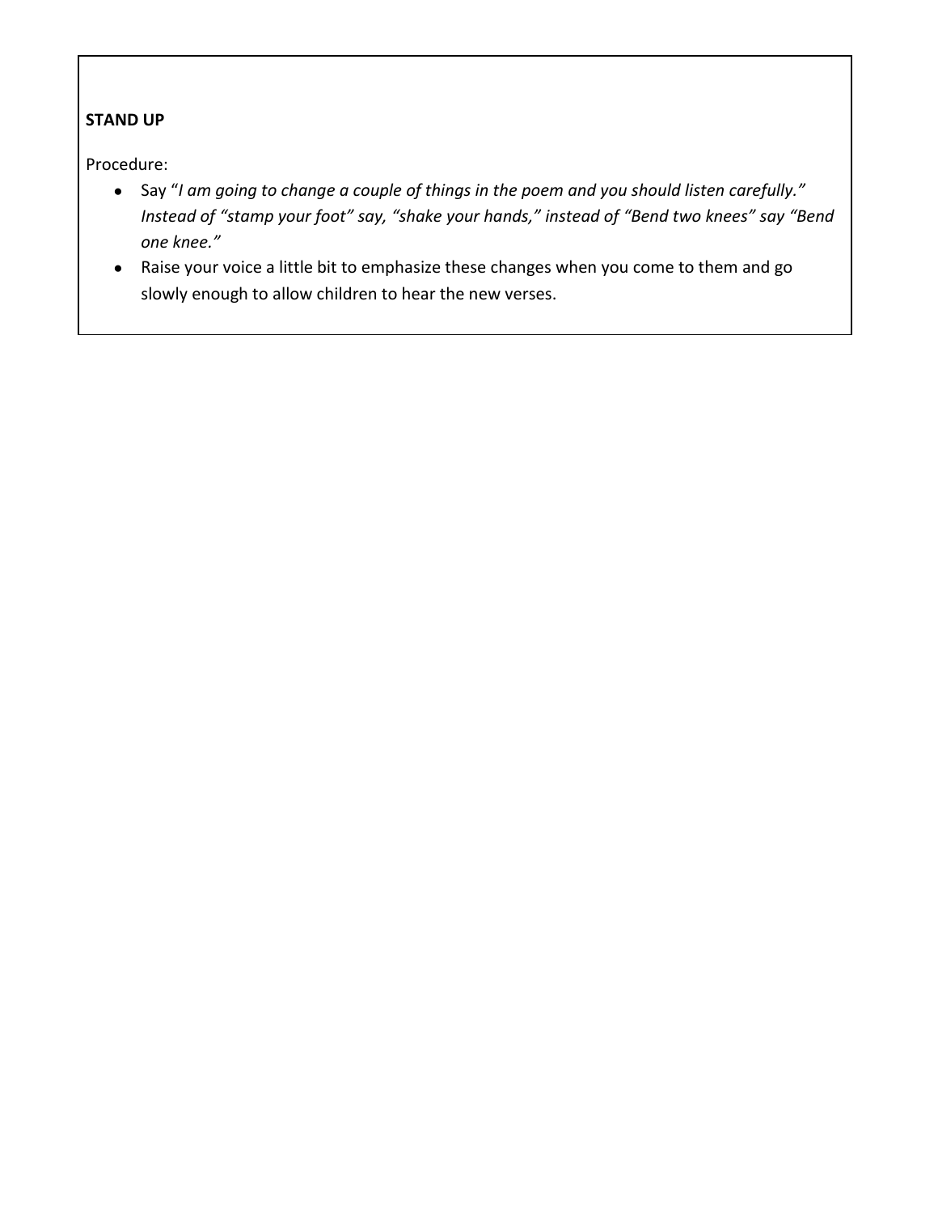**STAND UP**

Procedure:

- Say "*I am going to change a couple of things in the poem and you should listen carefully." Instead of "stamp your foot" say, "shake your hands," instead of "Bend two knees" say "Bend one knee."*
- Raise your voice a little bit to emphasize these changes when you come to them and go slowly enough to allow children to hear the new verses.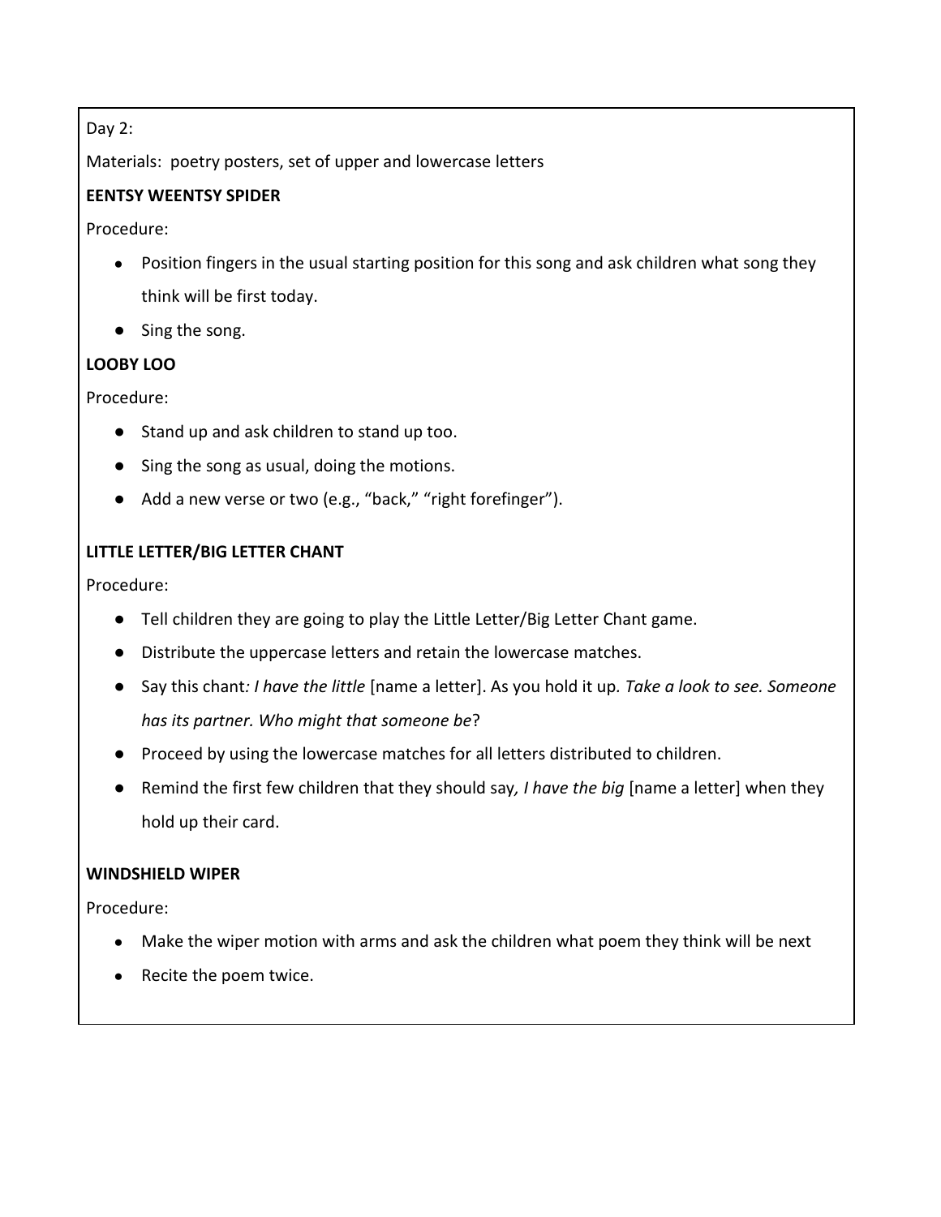Day 2:

Materials: poetry posters, set of upper and lowercase letters

**EENTSY WEENTSY SPIDER**

Procedure:

- Position fingers in the usual starting position for this song and ask children what song they think will be first today.
- Sing the song.

**LOOBY LOO**

Procedure:

- Stand up and ask children to stand up too.
- Sing the song as usual, doing the motions.
- Add a new verse or two (e.g., "back," "right forefinger").

**LITTLE LETTER/BIG LETTER CHANT**

Procedure:

- Tell children they are going to play the Little Letter/Big Letter Chant game.
- Distribute the uppercase letters and retain the lowercase matches.
- Say this chant*: I have the little* [name a letter]. As you hold it up*. Take a look to see. Someone has its partner. Who might that someone be*?
- Proceed by using the lowercase matches for all letters distributed to children.
- Remind the first few children that they should say*, I have the big* [name a letter] when they hold up their card.

**WINDSHIELD WIPER**

Procedure:

- Make the wiper motion with arms and ask the children what poem they think will be next
- Recite the poem twice.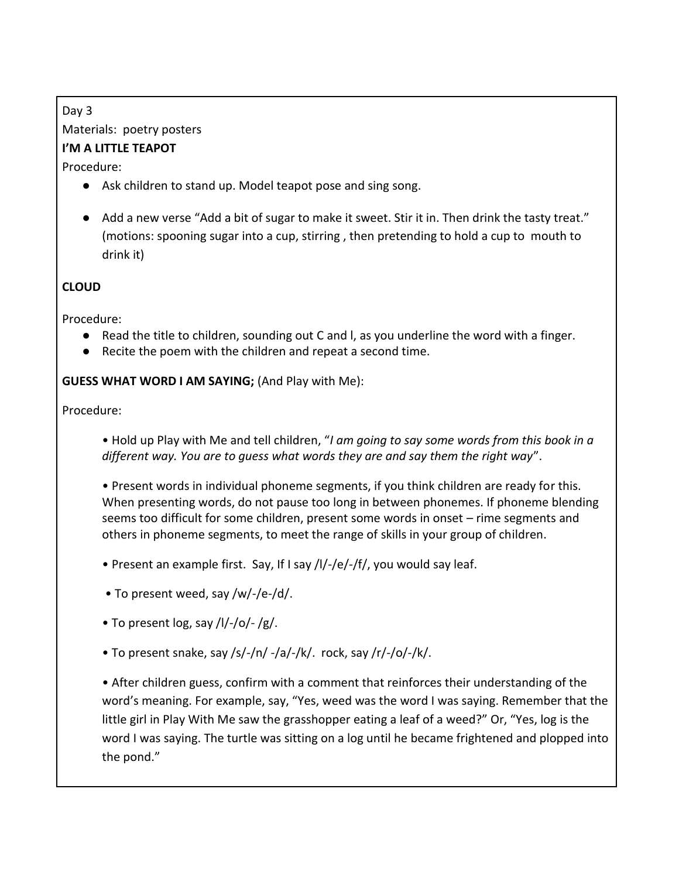Day 3

Materials:  poetry posters

**I'M A LITTLE TEAPOT**

Procedure:

- Ask children to stand up. Model teapot pose and sing song.
- Add a new verse "Add a bit of sugar to make it sweet. Stir it in. Then drink the tasty treat." (motions: spooning sugar into a cup, stirring , then pretending to hold a cup to  mouth to drink it)

**CLOUD**

Procedure:

- Read the title to children, sounding out C and l, as you underline the word with a finger.
- Recite the poem with the children and repeat a second time.

**GUESS WHAT WORD I AM SAYING;** (And Play with Me):

Procedure:

• Hold up Play with Me and tell children, "*I am going to say some words from this book in a different way. You are to guess what words they are and say them the right way*".

• Present words in individual phoneme segments, if you think children are ready for this. When presenting words, do not pause too long in between phonemes. If phoneme blending seems too difficult for some children, present some words in onset – rime segments and others in phoneme segments, to meet the range of skills in your group of children.

• Present an example first.  Say, If I say /l/-/e/-/f/, you would say leaf.

• To present weed, say /w/-/e-/d/.

• To present log, say /l/-/o/- /g/.

• To present snake, say /s/-/n/ -/a/-/k/.  rock, say /r/-/o/-/k/.

• After children guess, confirm with a comment that reinforces their understanding of the word's meaning. For example, say, "Yes, weed was the word I was saying. Remember that the little girl in Play With Me saw the grasshopper eating a leaf of a weed?" Or, "Yes, log is the word I was saying. The turtle was sitting on a log until he became frightened and plopped into the pond."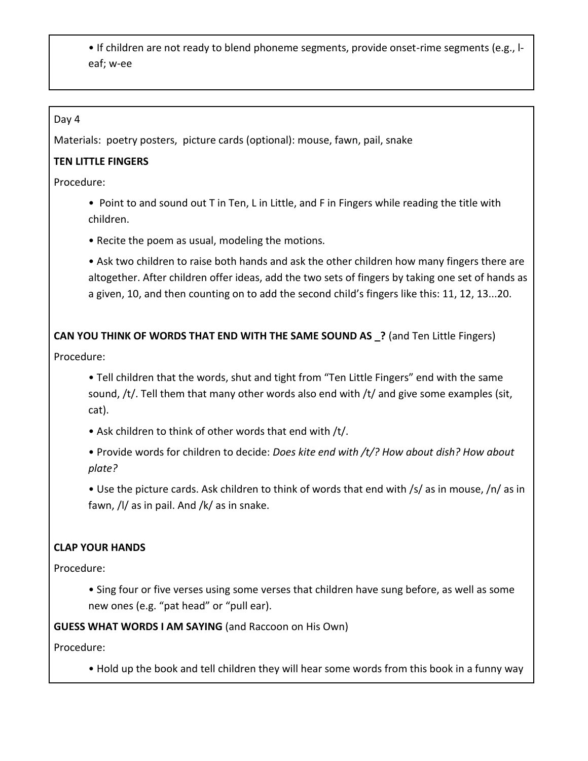- If children are not ready to blend phoneme segments, provide onset-rime segments (e.g., l-eaf; w-ee

Day 4

Materials: poetry posters, picture cards (optional): mouse, fawn, pail, snake

**TEN LITTLE FINGERS**

Procedure:

- Point to and sound out T in Ten, L in Little, and F in Fingers while reading the title with children.
- Recite the poem as usual, modeling the motions.
- Ask two children to raise both hands and ask the other children how many fingers there are altogether. After children offer ideas, add the two sets of fingers by taking one set of hands as a given, 10, and then counting on to add the second child's fingers like this: 11, 12, 13...20.

**CAN YOU THINK OF WORDS THAT END WITH THE SAME SOUND AS _?** (and Ten Little Fingers)

Procedure:

- Tell children that the words, shut and tight from "Ten Little Fingers" end with the same sound, /t/. Tell them that many other words also end with /t/ and give some examples (sit, cat).
- Ask children to think of other words that end with /t/.
- Provide words for children to decide: *Does kite end with /t/? How about dish? How about plate?*
- Use the picture cards. Ask children to think of words that end with /s/ as in mouse, /n/ as in fawn, /l/ as in pail. And /k/ as in snake.

**CLAP YOUR HANDS**

Procedure:

- Sing four or five verses using some verses that children have sung before, as well as some new ones (e.g. "pat head" or "pull ear).

**GUESS WHAT WORDS I AM SAYING** (and Raccoon on His Own)

Procedure:

- Hold up the book and tell children they will hear some words from this book in a funny way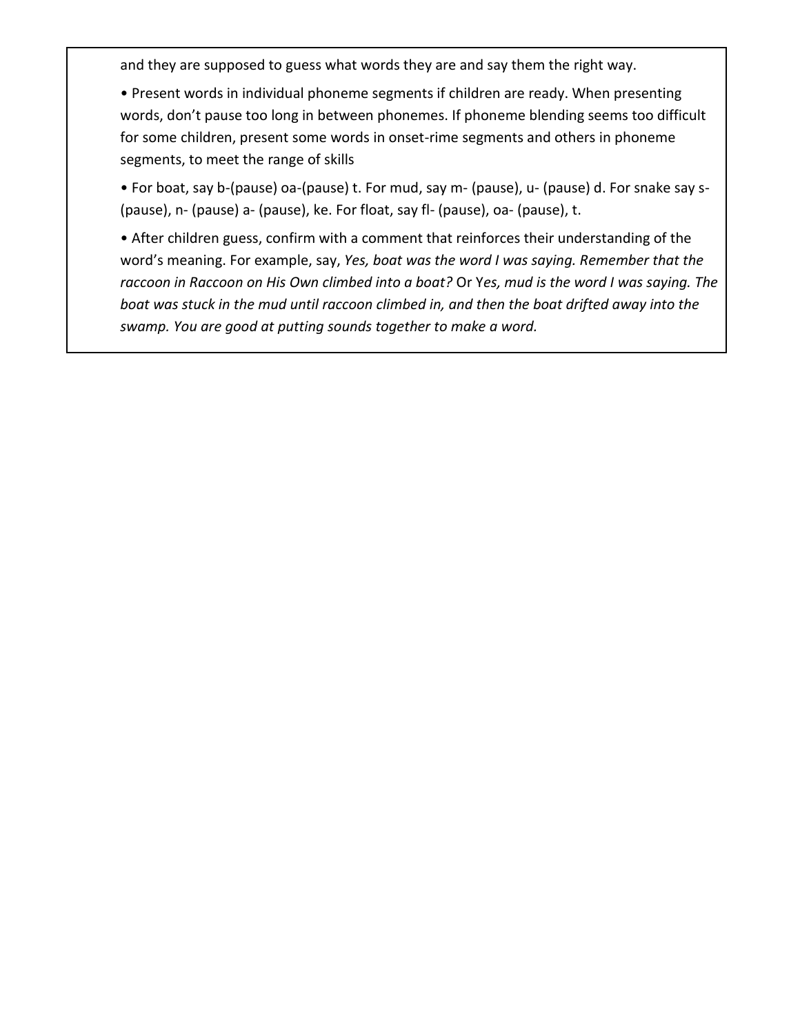and they are supposed to guess what words they are and say them the right way.

- Present words in individual phoneme segments if children are ready. When presenting words, don't pause too long in between phonemes. If phoneme blending seems too difficult for some children, present some words in onset-rime segments and others in phoneme segments, to meet the range of skills
- For boat, say b-(pause) oa-(pause) t. For mud, say m- (pause), u- (pause) d. For snake say s- (pause), n- (pause) a- (pause), ke. For float, say fl- (pause), oa- (pause), t.
- After children guess, confirm with a comment that reinforces their understanding of the word's meaning. For example, say, *Yes, boat was the word I was saying. Remember that the raccoon in Raccoon on His Own climbed into a boat?* Or Y*es, mud is the word I was saying. The boat was stuck in the mud until raccoon climbed in, and then the boat drifted away into the swamp. You are good at putting sounds together to make a word.*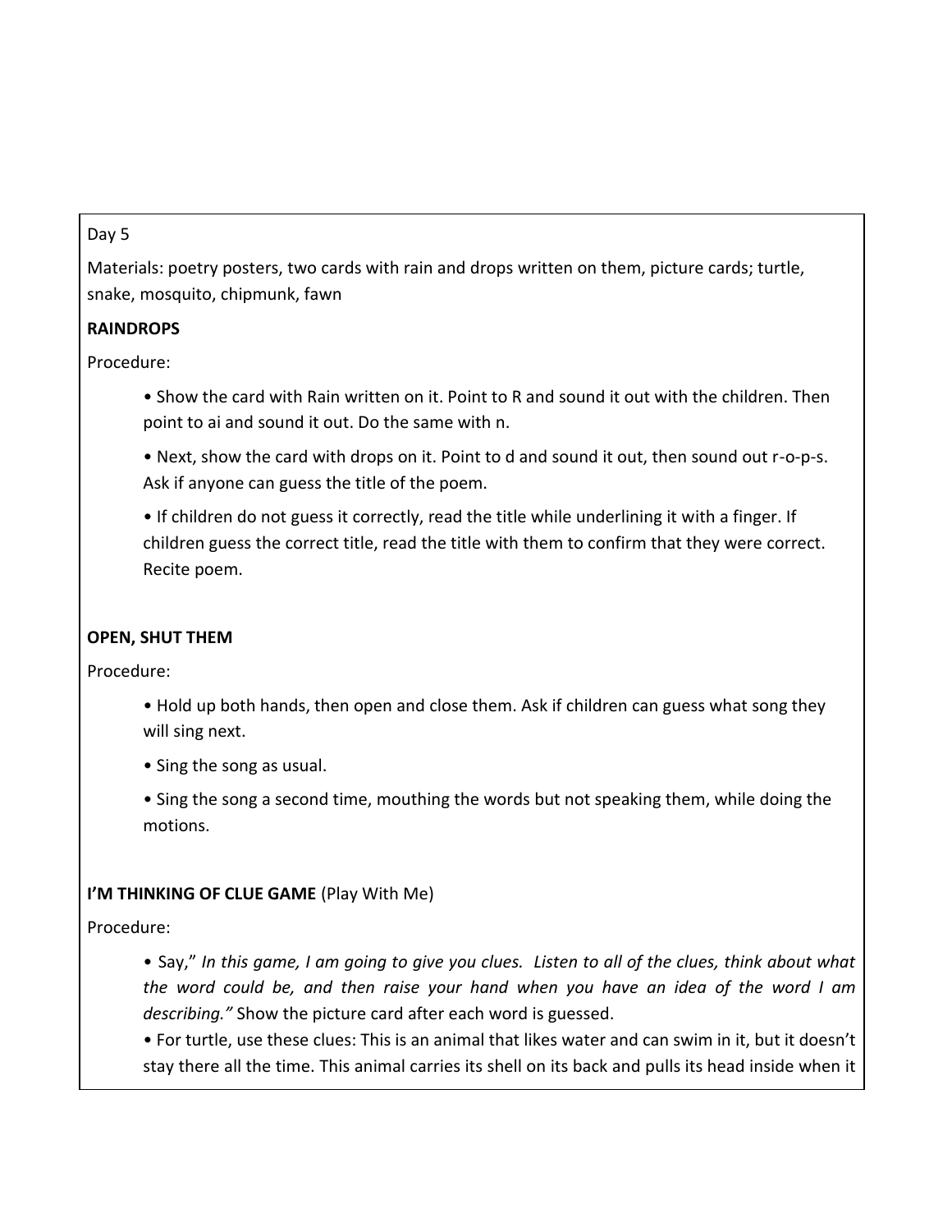Day 5

Materials: poetry posters, two cards with rain and drops written on them, picture cards; turtle, snake, mosquito, chipmunk, fawn

**RAINDROPS**

Procedure:

- Show the card with Rain written on it. Point to R and sound it out with the children. Then point to ai and sound it out. Do the same with n.
- Next, show the card with drops on it. Point to d and sound it out, then sound out r-o-p-s. Ask if anyone can guess the title of the poem.
- If children do not guess it correctly, read the title while underlining it with a finger. If children guess the correct title, read the title with them to confirm that they were correct. Recite poem.

**OPEN, SHUT THEM**

Procedure:

- Hold up both hands, then open and close them. Ask if children can guess what song they will sing next.
- Sing the song as usual.
- Sing the song a second time, mouthing the words but not speaking them, while doing the motions.

**I'M THINKING OF CLUE GAME** (Play With Me)

Procedure:

- Say," *In this game, I am going to give you clues. Listen to all of the clues, think about what the word could be, and then raise your hand when you have an idea of the word I am describing."* Show the picture card after each word is guessed.
- For turtle, use these clues: This is an animal that likes water and can swim in it, but it doesn't stay there all the time. This animal carries its shell on its back and pulls its head inside when it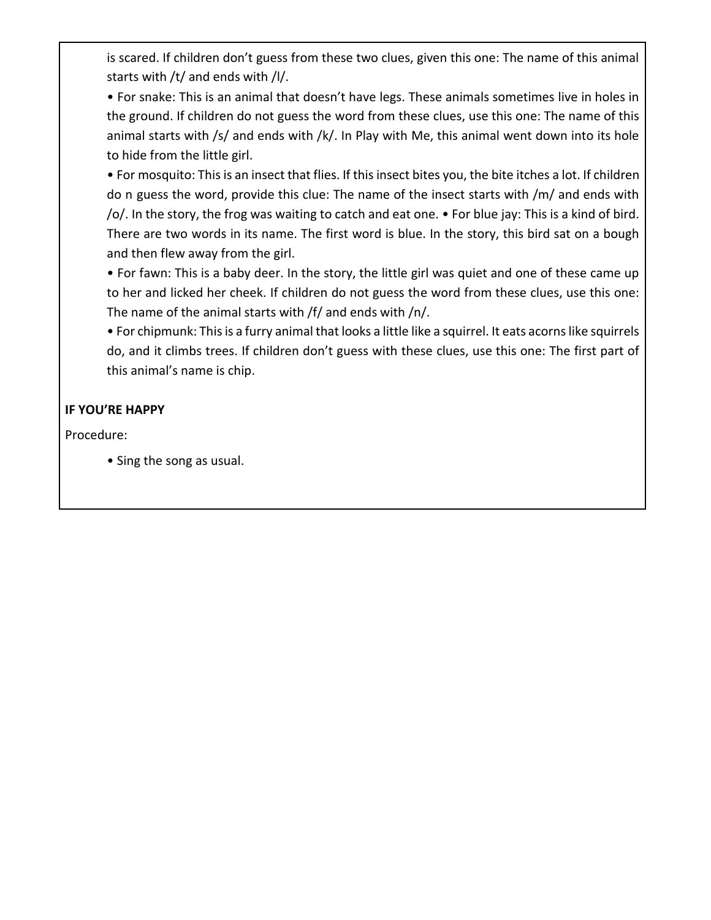is scared. If children don't guess from these two clues, given this one: The name of this animal starts with /t/ and ends with /l/.

- For snake: This is an animal that doesn't have legs. These animals sometimes live in holes in the ground. If children do not guess the word from these clues, use this one: The name of this animal starts with /s/ and ends with /k/. In Play with Me, this animal went down into its hole to hide from the little girl.
- For mosquito: This is an insect that flies. If this insect bites you, the bite itches a lot. If children do n guess the word, provide this clue: The name of the insect starts with /m/ and ends with /o/. In the story, the frog was waiting to catch and eat one. • For blue jay: This is a kind of bird. There are two words in its name. The first word is blue. In the story, this bird sat on a bough and then flew away from the girl.
- For fawn: This is a baby deer. In the story, the little girl was quiet and one of these came up to her and licked her cheek. If children do not guess the word from these clues, use this one: The name of the animal starts with /f/ and ends with /n/.
- For chipmunk: This is a furry animal that looks a little like a squirrel. It eats acorns like squirrels do, and it climbs trees. If children don't guess with these clues, use this one: The first part of this animal's name is chip.

**IF YOU'RE HAPPY**

Procedure:

- Sing the song as usual.